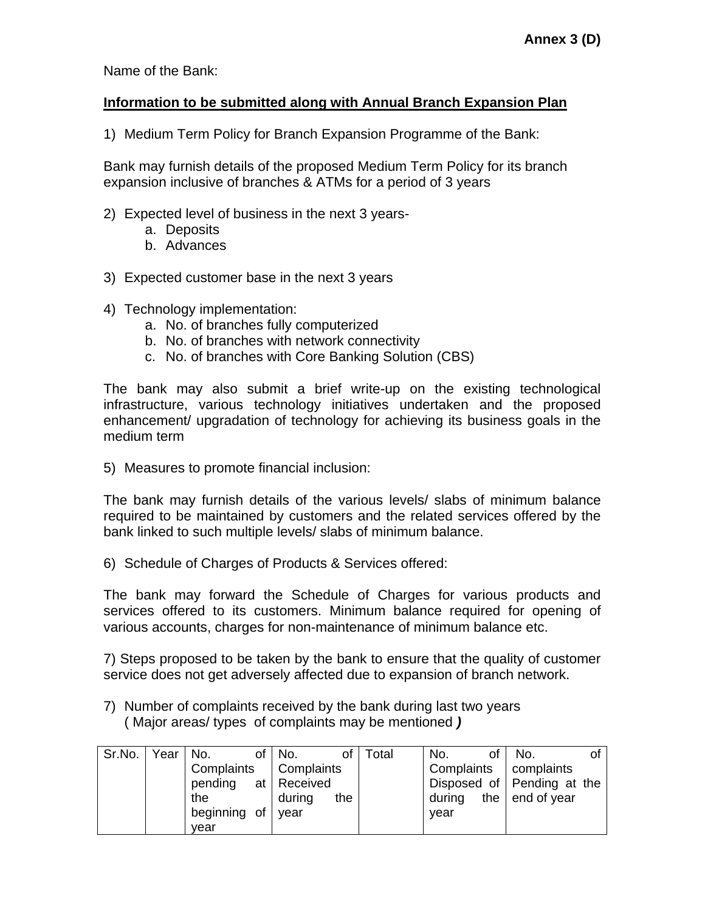**Annex 3 (D)**

Name of the Bank:

**Information to be submitted along with Annual Branch Expansion Plan**

1) Medium Term Policy for Branch Expansion Programme of the Bank:

Bank may furnish details of the proposed Medium Term Policy for its branch expansion inclusive of branches & ATMs for a period of 3 years

2) Expected level of business in the next 3 years-
   a. Deposits
   b. Advances

3) Expected customer base in the next 3 years

4) Technology implementation:
   a. No. of branches fully computerized
   b. No. of branches with network connectivity
   c. No. of branches with Core Banking Solution (CBS)

The bank may also submit a brief write-up on the existing technological infrastructure, various technology initiatives undertaken and the proposed enhancement/ upgradation of technology for achieving its business goals in the medium term

5) Measures to promote financial inclusion:

The bank may furnish details of the various levels/ slabs of minimum balance required to be maintained by customers and the related services offered by the bank linked to such multiple levels/ slabs of minimum balance.

6) Schedule of Charges of Products & Services offered:

The bank may forward the Schedule of Charges for various products and services offered to its customers. Minimum balance required for opening of various accounts, charges for non-maintenance of minimum balance etc.

7) Steps proposed to be taken by the bank to ensure that the quality of customer service does not get adversely affected due to expansion of branch network.

7) Number of complaints received by the bank during last two years
   ( Major areas/ types of complaints may be mentioned ***)***

| Sr.No. | Year | No. of Complaints pending at the beginning of year | No. of Complaints Received during the year | Total | No. of Complaints Disposed of during the year | No. of complaints Pending at the end of year |
|---|---|---|---|---|---|---|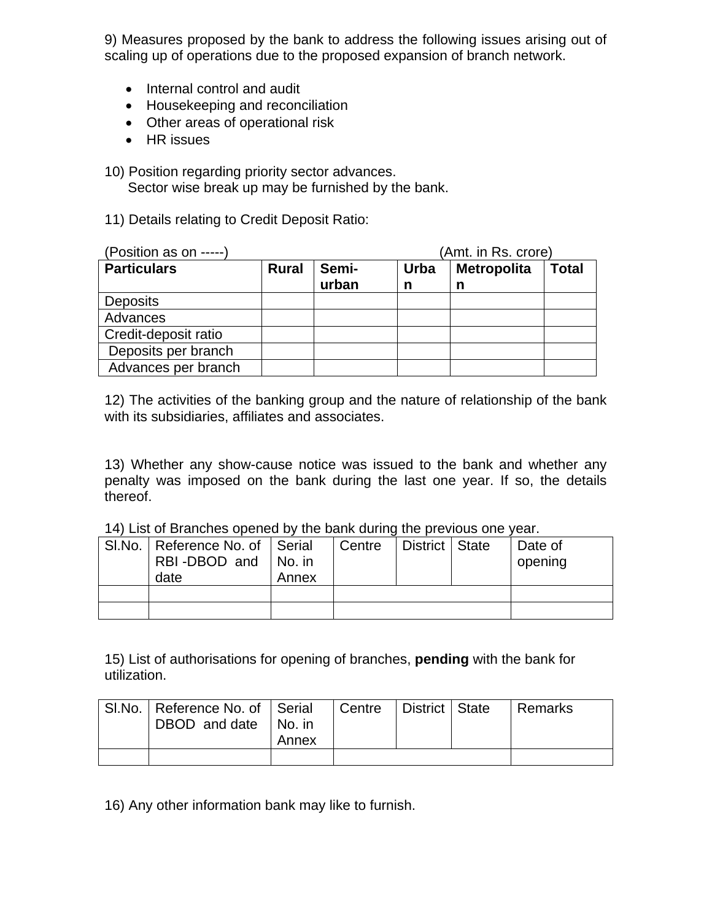9) Measures proposed by the bank to address the following issues arising out of scaling up of operations due to the proposed expansion of branch network.

- Internal control and audit
- Housekeeping and reconciliation
- Other areas of operational risk
- HR issues

10) Position regarding priority sector advances.
Sector wise break up may be furnished by the bank.

11) Details relating to Credit Deposit Ratio:

(Position as on -----) (Amt. in Rs. crore)

| Particulars | Rural | Semi-urban | Urban | Metropolitan | Total |
|---|---|---|---|---|---|
| Deposits | | | | | |
| Advances | | | | | |
| Credit-deposit ratio | | | | | |
| Deposits per branch | | | | | |
| Advances per branch | | | | | |

12) The activities of the banking group and the nature of relationship of the bank with its subsidiaries, affiliates and associates.

13) Whether any show-cause notice was issued to the bank and whether any penalty was imposed on the bank during the last one year. If so, the details thereof.

14) List of Branches opened by the bank during the previous one year.

| Sl.No. | Reference No. of RBI -DBOD and date | Serial No. in Annex | Centre | District | State | Date of opening |
|---|---|---|---|---|---|---|
| | | | | | | |
| | | | | | | |

15) List of authorisations for opening of branches, **pending** with the bank for utilization.

| Sl.No. | Reference No. of DBOD and date | Serial No. in Annex | Centre | District | State | Remarks |
|---|---|---|---|---|---|---|
| | | | | | | |

16) Any other information bank may like to furnish.